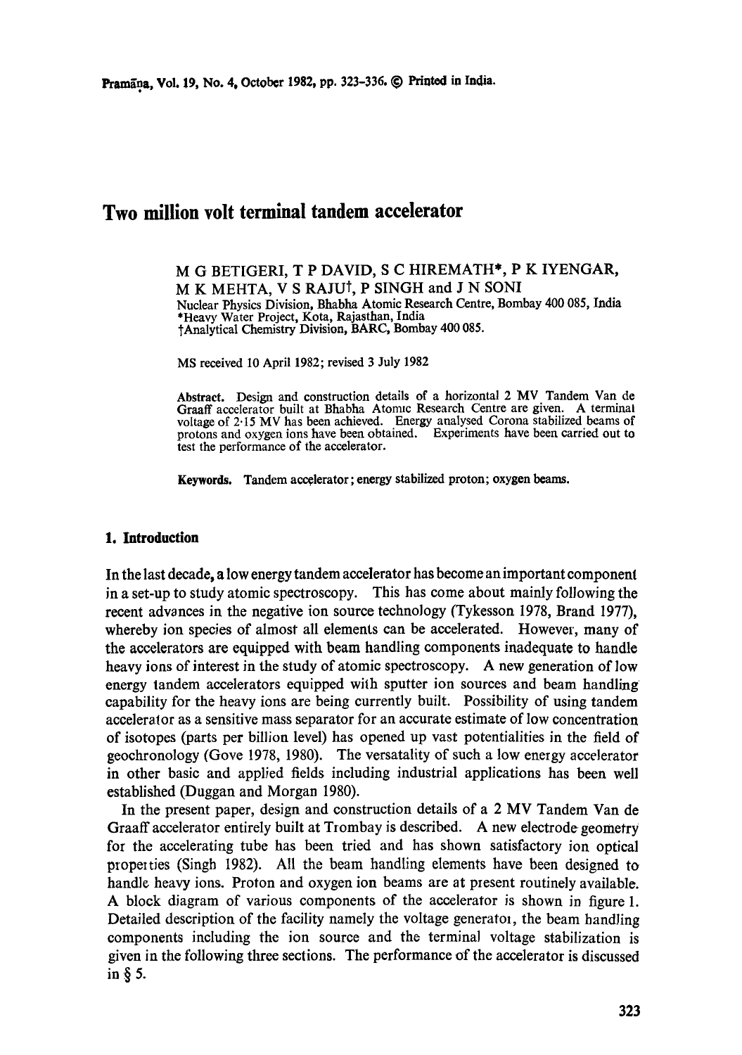# Two million volt terminal tandem accelerator

M G BETIGERI, T P DAVID, S C HIREMATH*, P K IYENGAR, M K MEHTA, V S RAJU†, P SINGH and J N SONI

Nuclear Physics Division, Bhabha Atomic Research Centre, Bombay 400 085, India
*Heavy Water Project, Kota, Rajasthan, India
†Analytical Chemistry Division, BARC, Bombay 400 085.

MS received 10 April 1982; revised 3 July 1982

**Abstract.** Design and construction details of a horizontal 2 MV Tandem Van de Graaff accelerator built at Bhabha Atomic Research Centre are given. A terminal voltage of 2·15 MV has been achieved. Energy analysed Corona stabilized beams of protons and oxygen ions have been obtained. Experiments have been carried out to test the performance of the accelerator.

**Keywords.** Tandem accelerator; energy stabilized proton; oxygen beams.

## 1. Introduction

In the last decade, a low energy tandem accelerator has become an important component in a set-up to study atomic spectroscopy. This has come about mainly following the recent advances in the negative ion source technology (Tykesson 1978, Brand 1977), whereby ion species of almost all elements can be accelerated. However, many of the accelerators are equipped with beam handling components inadequate to handle heavy ions of interest in the study of atomic spectroscopy. A new generation of low energy tandem accelerators equipped with sputter ion sources and beam handling capability for the heavy ions are being currently built. Possibility of using tandem accelerator as a sensitive mass separator for an accurate estimate of low concentration of isotopes (parts per billion level) has opened up vast potentialities in the field of geochronology (Gove 1978, 1980). The versatality of such a low energy accelerator in other basic and applied fields including industrial applications has been well established (Duggan and Morgan 1980).

In the present paper, design and construction details of a 2 MV Tandem Van de Graaff accelerator entirely built at Trombay is described. A new electrode geometry for the accelerating tube has been tried and has shown satisfactory ion optical properties (Singh 1982). All the beam handling elements have been designed to handle heavy ions. Proton and oxygen ion beams are at present routinely available. A block diagram of various components of the accelerator is shown in figure 1. Detailed description of the facility namely the voltage generator, the beam handling components including the ion source and the terminal voltage stabilization is given in the following three sections. The performance of the accelerator is discussed in § 5.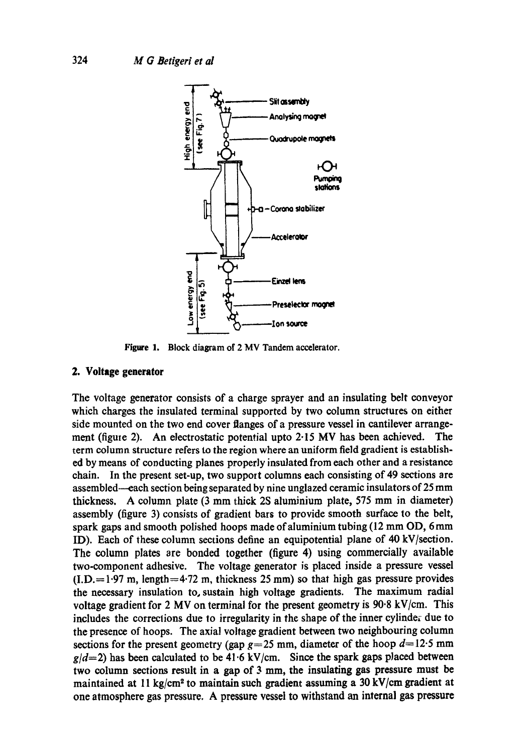Figure 1. Block diagram of 2 MV Tandem accelerator.

## 2. Voltage generator

The voltage generator consists of a charge sprayer and an insulating belt conveyor which charges the insulated terminal supported by two column structures on either side mounted on the two end cover flanges of a pressure vessel in cantilever arrangement (figure 2). An electrostatic potential upto 2·15 MV has been achieved. The term column structure refers to the region where an uniform field gradient is established by means of conducting planes properly insulated from each other and a resistance chain. In the present set-up, two support columns each consisting of 49 sections are assembled—each section being separated by nine unglazed ceramic insulators of 25 mm thickness. A column plate (3 mm thick 2S aluminium plate, 575 mm in diameter) assembly (figure 3) consists of gradient bars to provide smooth surface to the belt, spark gaps and smooth polished hoops made of aluminium tubing (12 mm OD, 6 mm ID). Each of these column sections define an equipotential plane of 40 kV/section. The column plates are bonded together (figure 4) using commercially available two-component adhesive. The voltage generator is placed inside a pressure vessel (I.D. = 1·97 m, length = 4·72 m, thickness 25 mm) so that high gas pressure provides the necessary insulation to, sustain high voltage gradients. The maximum radial voltage gradient for 2 MV on terminal for the present geometry is 90·8 kV/cm. This includes the corrections due to irregularity in the shape of the inner cylinder due to the presence of hoops. The axial voltage gradient between two neighbouring column sections for the present geometry (gap $g = 25$ mm, diameter of the hoop $d = 12{\cdot}5$ mm $g/d = 2$) has been calculated to be 41·6 kV/cm. Since the spark gaps placed between two column sections result in a gap of 3 mm, the insulating gas pressure must be maintained at 11 kg/cm$^2$ to maintain such gradient assuming a 30 kV/cm gradient at one atmosphere gas pressure. A pressure vessel to withstand an internal gas pressure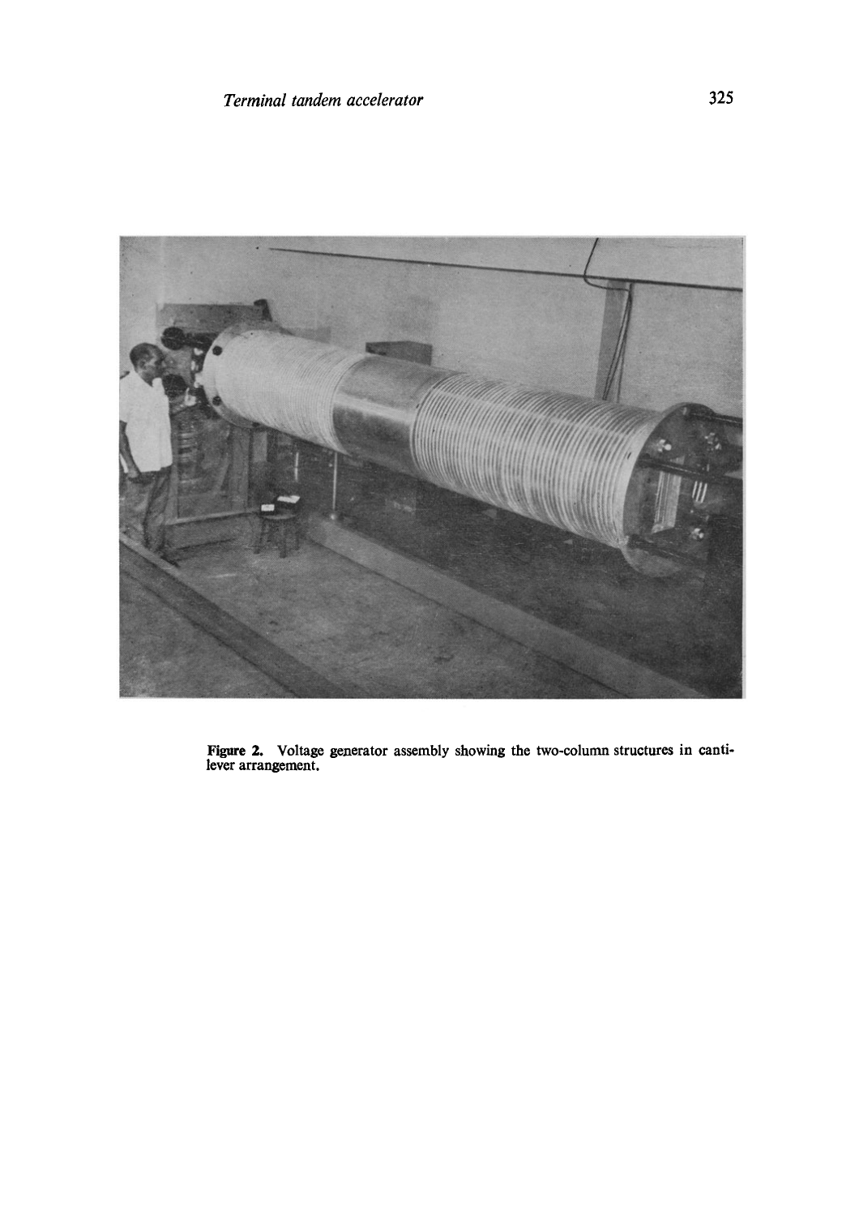**Figure 2.** Voltage generator assembly showing the two-column structures in cantilever arrangement.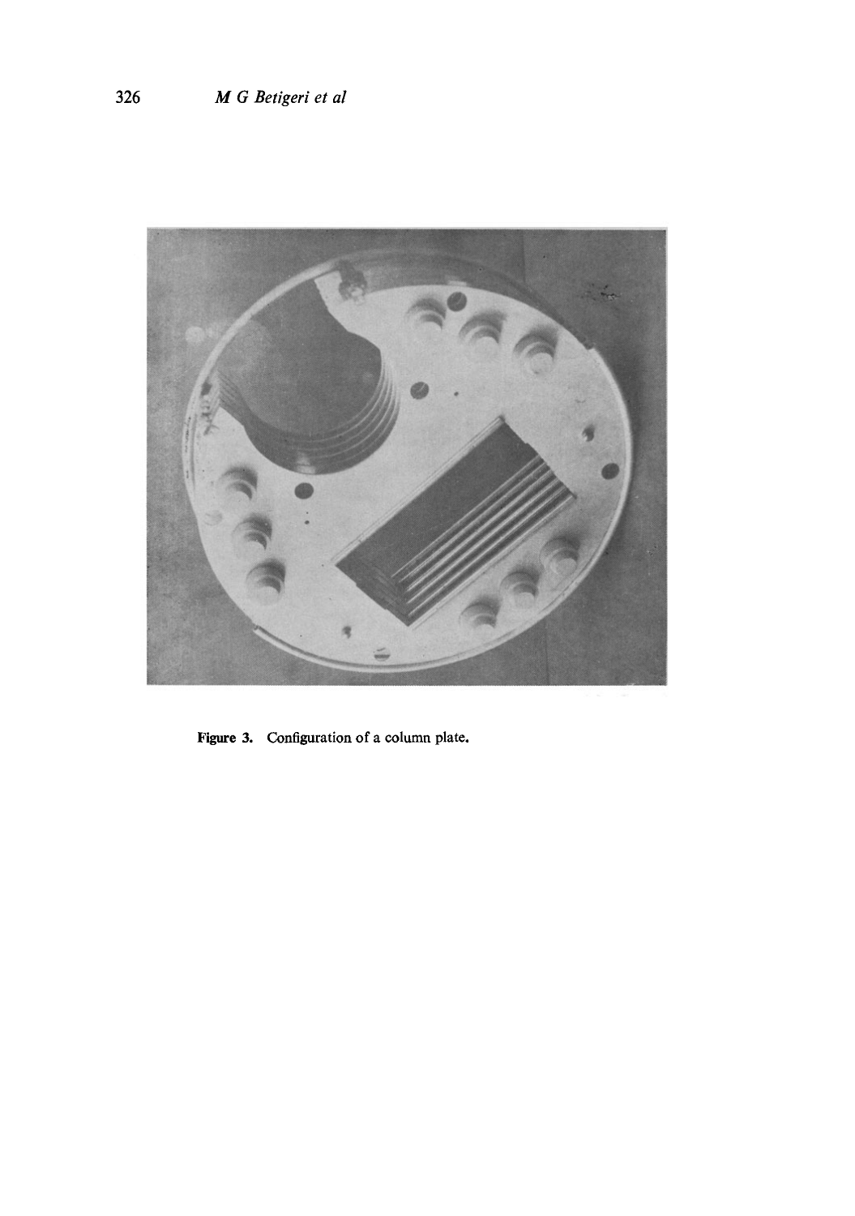Figure 3. Configuration of a column plate.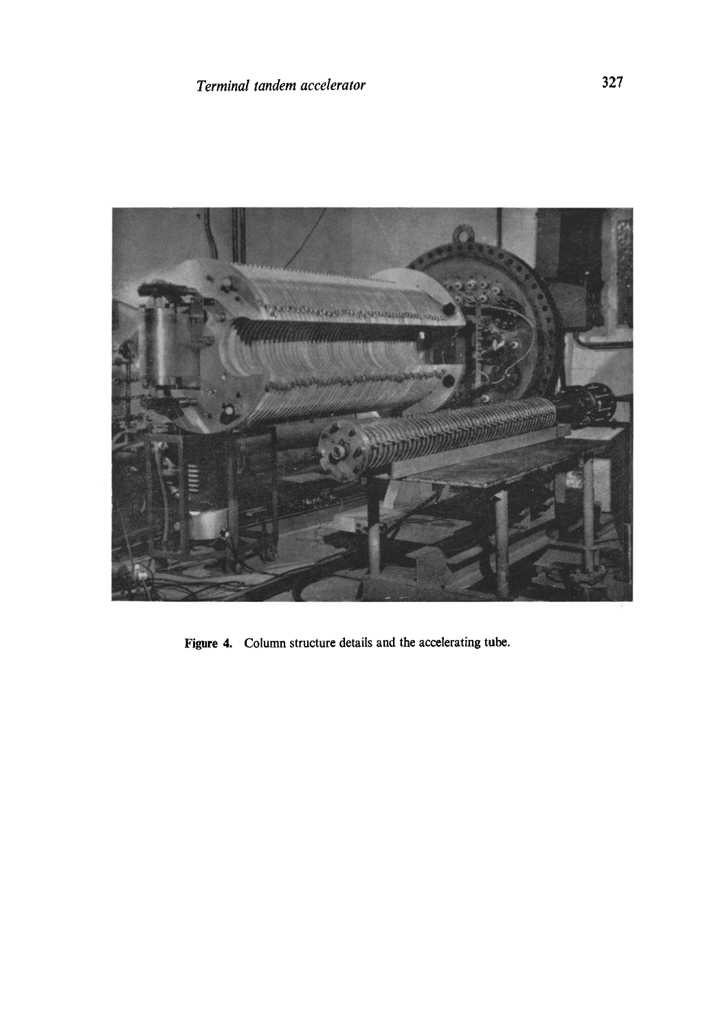**Figure 4.** Column structure details and the accelerating tube.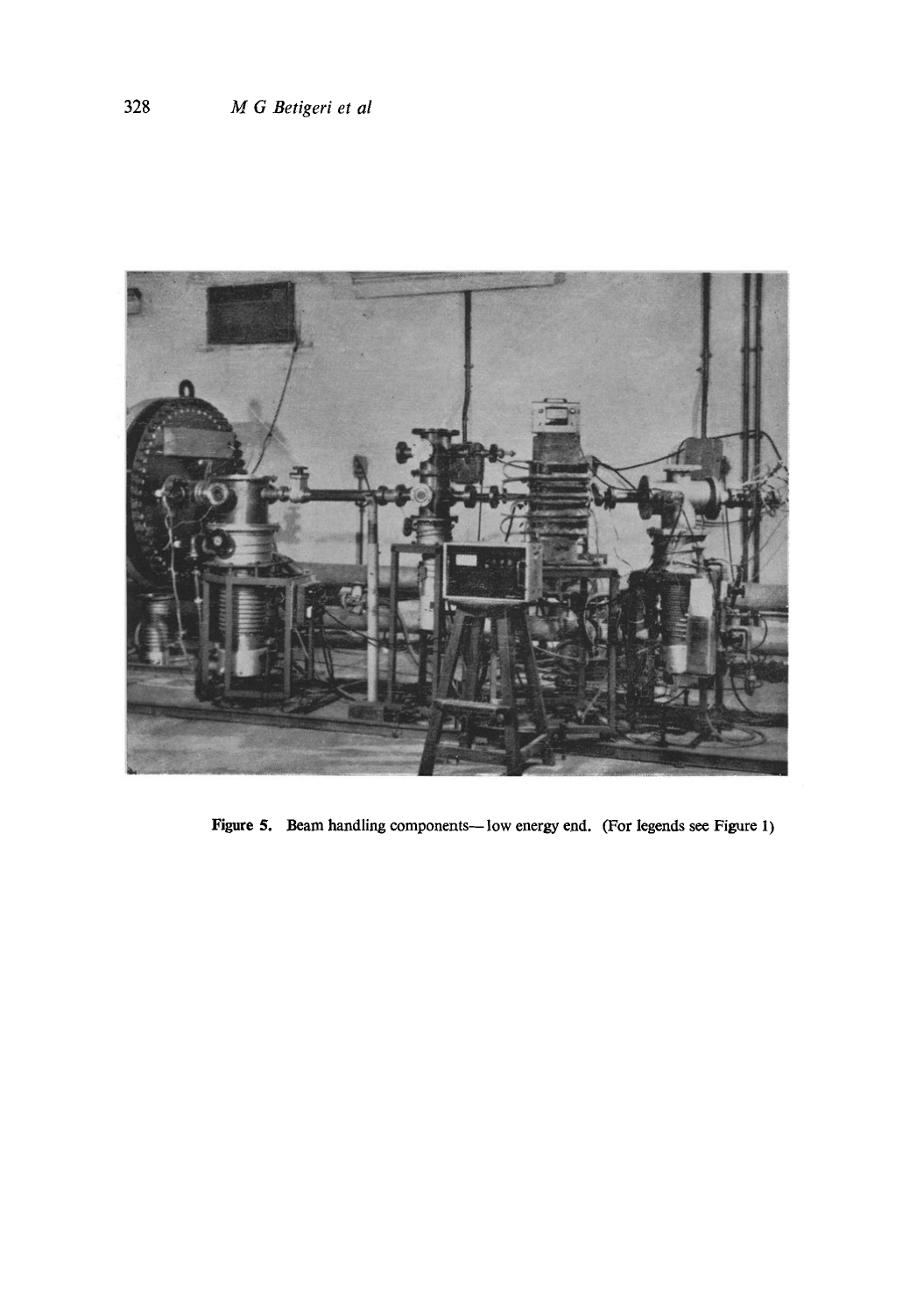**Figure 5.** Beam handling components—low energy end. (For legends see Figure 1)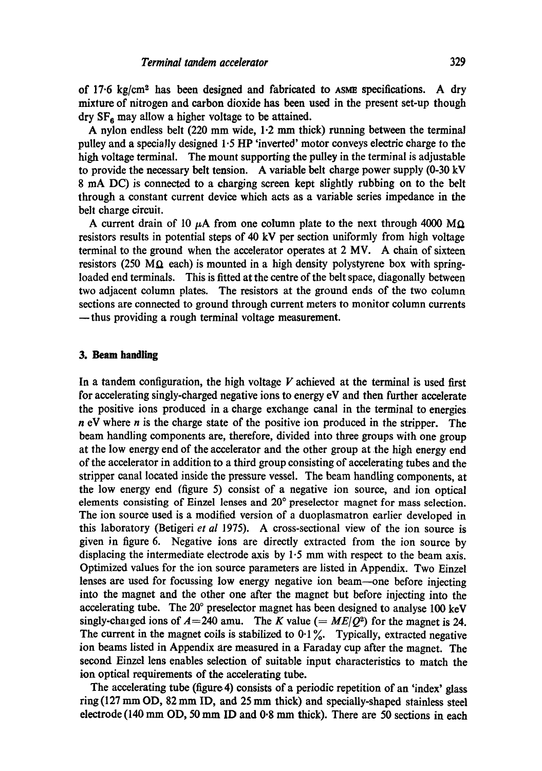of 17·6 kg/cm$^2$ has been designed and fabricated to ASME specifications. A dry mixture of nitrogen and carbon dioxide has been used in the present set-up though dry $SF_6$ may allow a higher voltage to be attained.

A nylon endless belt (220 mm wide, 1·2 mm thick) running between the terminal pulley and a specially designed 1·5 HP 'inverted' motor conveys electric charge to the high voltage terminal. The mount supporting the pulley in the terminal is adjustable to provide the necessary belt tension. A variable belt charge power supply (0-30 kV 8 mA DC) is connected to a charging screen kept slightly rubbing on to the belt through a constant current device which acts as a variable series impedance in the belt charge circuit.

A current drain of 10 $\mu$A from one column plate to the next through 4000 M$\Omega$ resistors results in potential steps of 40 kV per section uniformly from high voltage terminal to the ground when the accelerator operates at 2 MV. A chain of sixteen resistors (250 M$\Omega$ each) is mounted in a high density polystyrene box with spring-loaded end terminals. This is fitted at the centre of the belt space, diagonally between two adjacent column plates. The resistors at the ground ends of the two column sections are connected to ground through current meters to monitor column currents — thus providing a rough terminal voltage measurement.

## 3. Beam handling

In a tandem configuration, the high voltage $V$ achieved at the terminal is used first for accelerating singly-charged negative ions to energy e$V$ and then further accelerate the positive ions produced in a charge exchange canal in the terminal to energies $n$ e$V$ where $n$ is the charge state of the positive ion produced in the stripper. The beam handling components are, therefore, divided into three groups with one group at the low energy end of the accelerator and the other group at the high energy end of the accelerator in addition to a third group consisting of accelerating tubes and the stripper canal located inside the pressure vessel. The beam handling components, at the low energy end (figure 5) consist of a negative ion source, and ion optical elements consisting of Einzel lenses and 20° preselector magnet for mass selection. The ion source used is a modified version of a duoplasmatron earlier developed in this laboratory (Betigeri *et al* 1975). A cross-sectional view of the ion source is given in figure 6. Negative ions are directly extracted from the ion source by displacing the intermediate electrode axis by 1·5 mm with respect to the beam axis. Optimized values for the ion source parameters are listed in Appendix. Two Einzel lenses are used for focussing low energy negative ion beam—one before injecting into the magnet and the other one after the magnet but before injecting into the accelerating tube. The 20° preselector magnet has been designed to analyse 100 keV singly-charged ions of $A=240$ amu. The $K$ value ($= ME/Q^2$) for the magnet is 24. The current in the magnet coils is stabilized to 0·1%. Typically, extracted negative ion beams listed in Appendix are measured in a Faraday cup after the magnet. The second Einzel lens enables selection of suitable input characteristics to match the ion optical requirements of the accelerating tube.

The accelerating tube (figure 4) consists of a periodic repetition of an 'index' glass ring (127 mm OD, 82 mm ID, and 25 mm thick) and specially-shaped stainless steel electrode (140 mm OD, 50 mm ID and 0·8 mm thick). There are 50 sections in each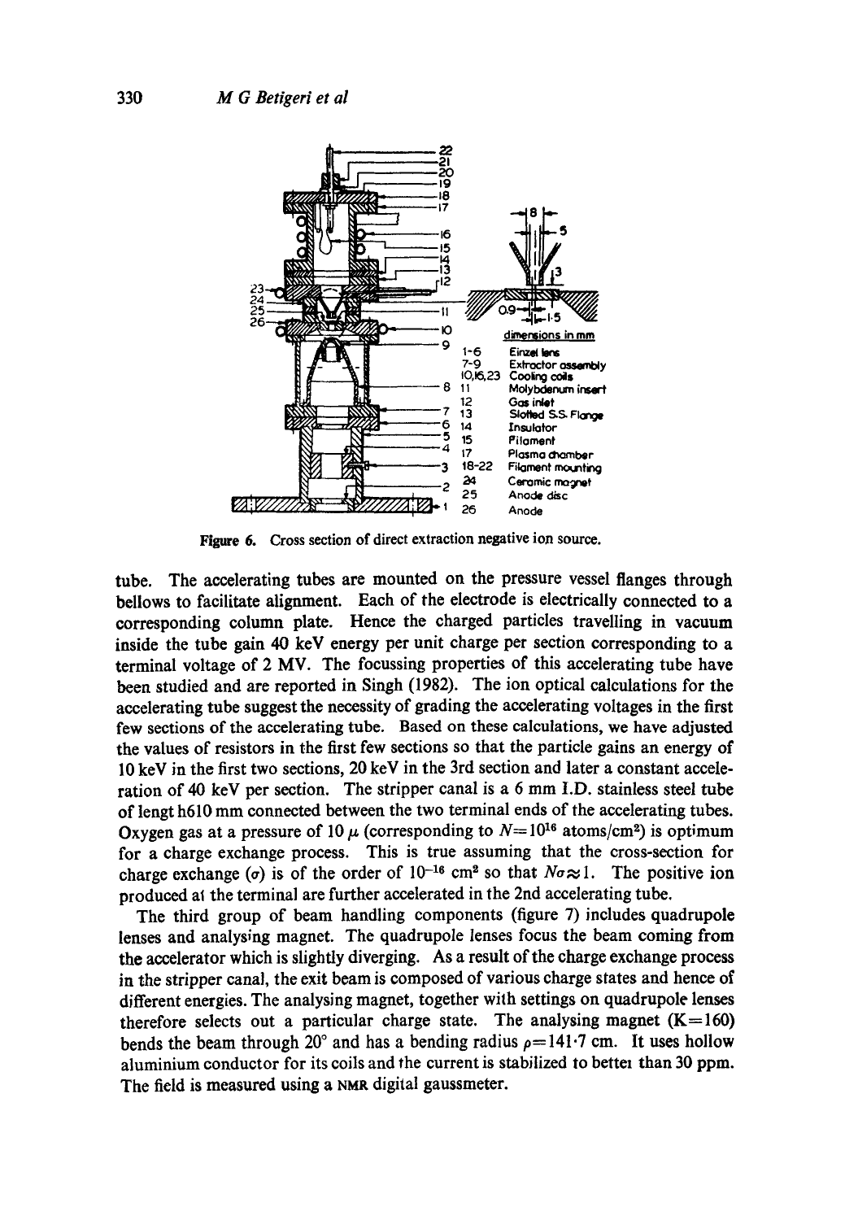Figure 6. Cross section of direct extraction negative ion source.

tube. The accelerating tubes are mounted on the pressure vessel flanges through bellows to facilitate alignment. Each of the electrode is electrically connected to a corresponding column plate. Hence the charged particles travelling in vacuum inside the tube gain 40 keV energy per unit charge per section corresponding to a terminal voltage of 2 MV. The focussing properties of this accelerating tube have been studied and are reported in Singh (1982). The ion optical calculations for the accelerating tube suggest the necessity of grading the accelerating voltages in the first few sections of the accelerating tube. Based on these calculations, we have adjusted the values of resistors in the first few sections so that the particle gains an energy of 10 keV in the first two sections, 20 keV in the 3rd section and later a constant acceleration of 40 keV per section. The stripper canal is a 6 mm I.D. stainless steel tube of lengt h610 mm connected between the two terminal ends of the accelerating tubes. Oxygen gas at a pressure of 10 $\mu$ (corresponding to $N=10^{16}$ atoms/cm$^2$) is optimum for a charge exchange process. This is true assuming that the cross-section for charge exchange ($\sigma$) is of the order of $10^{-16}$ cm$^2$ so that $N\sigma \approx 1$. The positive ion produced at the terminal are further accelerated in the 2nd accelerating tube.

The third group of beam handling components (figure 7) includes quadrupole lenses and analysing magnet. The quadrupole lenses focus the beam coming from the accelerator which is slightly diverging. As a result of the charge exchange process in the stripper canal, the exit beam is composed of various charge states and hence of different energies. The analysing magnet, together with settings on quadrupole lenses therefore selects out a particular charge state. The analysing magnet ($K=160$) bends the beam through 20° and has a bending radius $\rho=141{\cdot}7$ cm. It uses hollow aluminium conductor for its coils and the current is stabilized to bettei than 30 ppm. The field is measured using a NMR digital gaussmeter.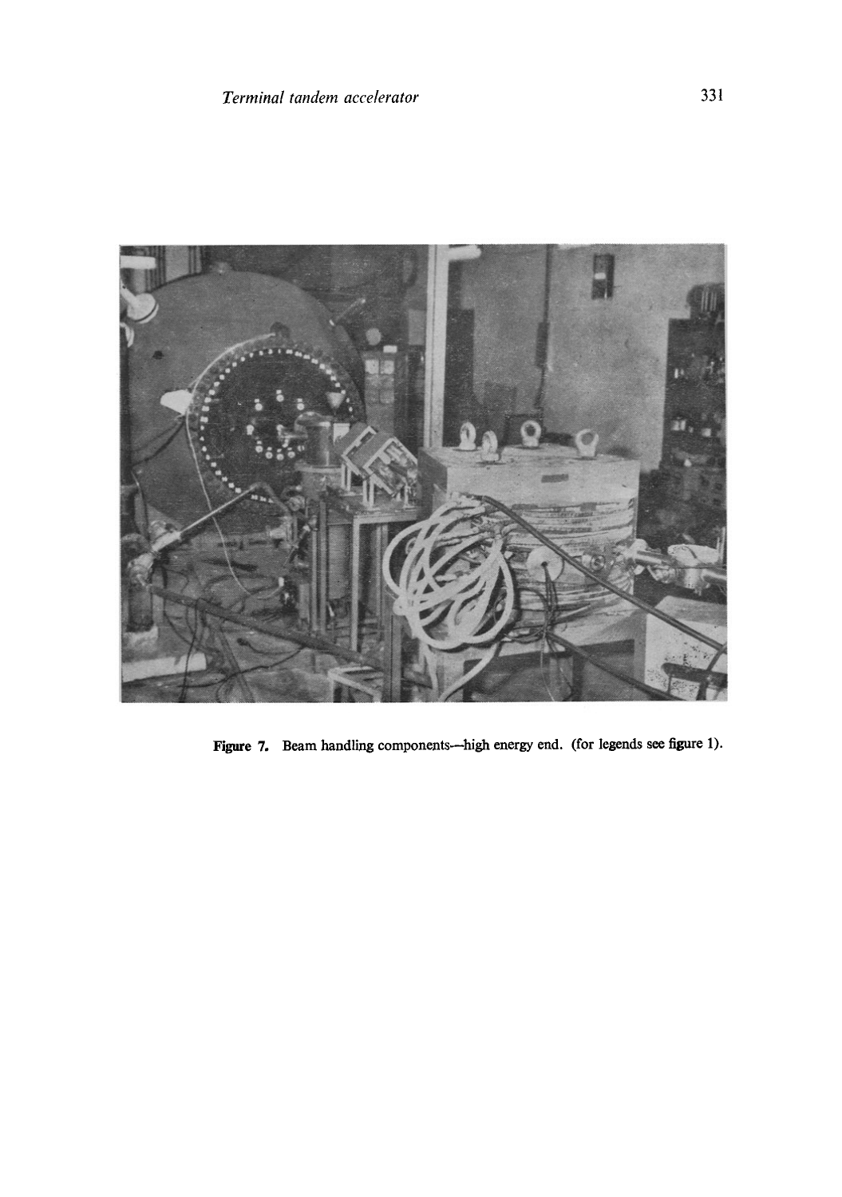Figure 7. Beam handling components—high energy end. (for legends see figure 1).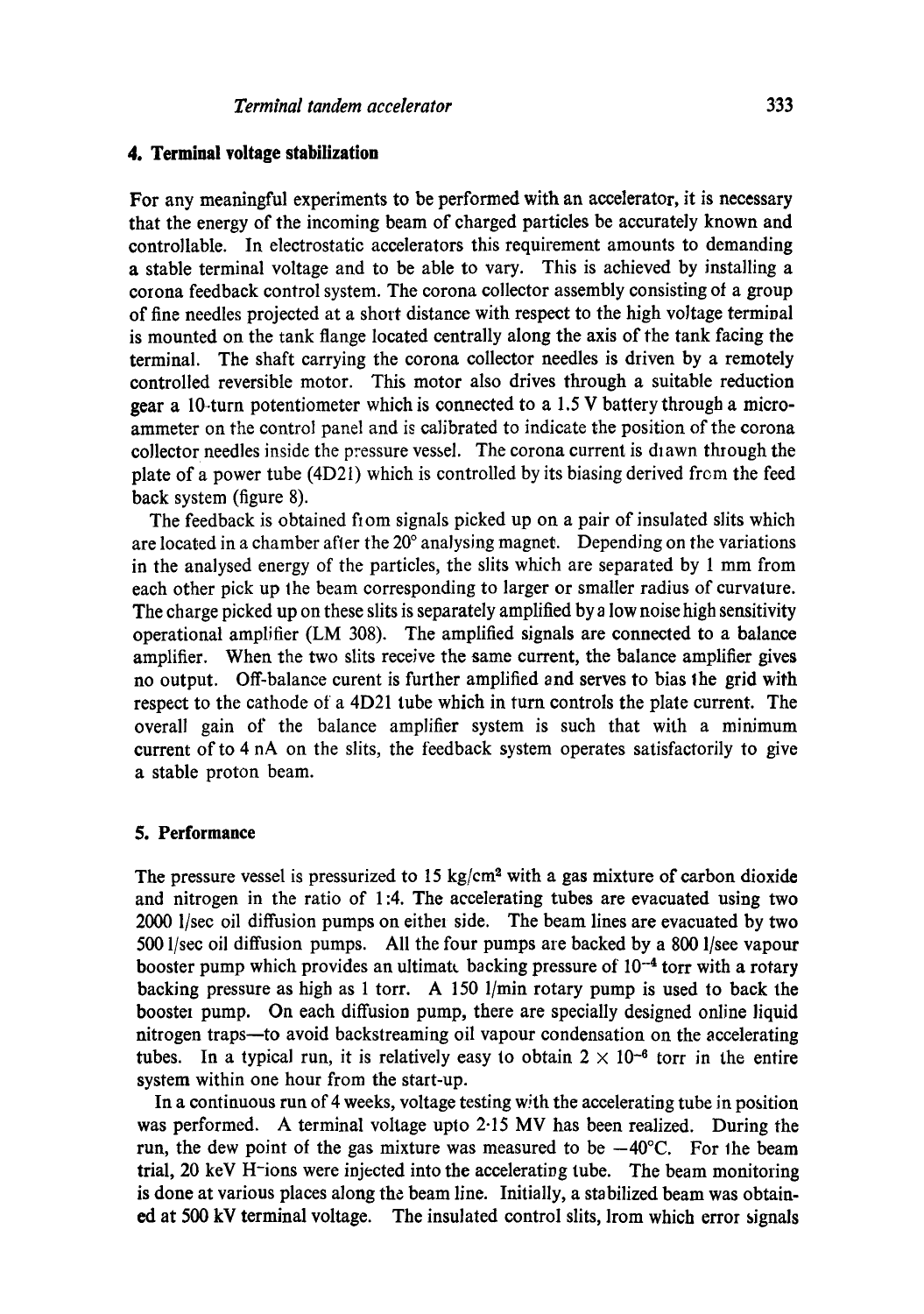## 4. Terminal voltage stabilization

For any meaningful experiments to be performed with an accelerator, it is necessary that the energy of the incoming beam of charged particles be accurately known and controllable. In electrostatic accelerators this requirement amounts to demanding a stable terminal voltage and to be able to vary. This is achieved by installing a corona feedback control system. The corona collector assembly consisting of a group of fine needles projected at a short distance with respect to the high voltage terminal is mounted on the tank flange located centrally along the axis of the tank facing the terminal. The shaft carrying the corona collector needles is driven by a remotely controlled reversible motor. This motor also drives through a suitable reduction gear a 10-turn potentiometer which is connected to a 1.5 V battery through a micro-ammeter on the control panel and is calibrated to indicate the position of the corona collector needles inside the pressure vessel. The corona current is drawn through the plate of a power tube (4D21) which is controlled by its biasing derived from the feed back system (figure 8).

The feedback is obtained from signals picked up on a pair of insulated slits which are located in a chamber after the 20° analysing magnet. Depending on the variations in the analysed energy of the particles, the slits which are separated by 1 mm from each other pick up the beam corresponding to larger or smaller radius of curvature. The charge picked up on these slits is separately amplified by a low noise high sensitivity operational amplifier (LM 308). The amplified signals are connected to a balance amplifier. When the two slits receive the same current, the balance amplifier gives no output. Off-balance curent is further amplified and serves to bias the grid with respect to the cathode of a 4D21 tube which in turn controls the plate current. The overall gain of the balance amplifier system is such that with a minimum current of to 4 nA on the slits, the feedback system operates satisfactorily to give a stable proton beam.

## 5. Performance

The pressure vessel is pressurized to 15 kg/cm$^2$ with a gas mixture of carbon dioxide and nitrogen in the ratio of 1:4. The accelerating tubes are evacuated using two 2000 l/sec oil diffusion pumps on either side. The beam lines are evacuated by two 500 l/sec oil diffusion pumps. All the four pumps are backed by a 800 l/sec vapour booster pump which provides an ultimate backing pressure of $10^{-4}$ torr with a rotary backing pressure as high as 1 torr. A 150 l/min rotary pump is used to back the booster pump. On each diffusion pump, there are specially designed online liquid nitrogen traps—to avoid backstreaming oil vapour condensation on the accelerating tubes. In a typical run, it is relatively easy to obtain $2 \times 10^{-6}$ torr in the entire system within one hour from the start-up.

In a continuous run of 4 weeks, voltage testing with the accelerating tube in position was performed. A terminal voltage upto 2·15 MV has been realized. During the run, the dew point of the gas mixture was measured to be −40°C. For the beam trial, 20 keV H$^-$ions were injected into the accelerating tube. The beam monitoring is done at various places along the beam line. Initially, a stabilized beam was obtained at 500 kV terminal voltage. The insulated control slits, from which error signals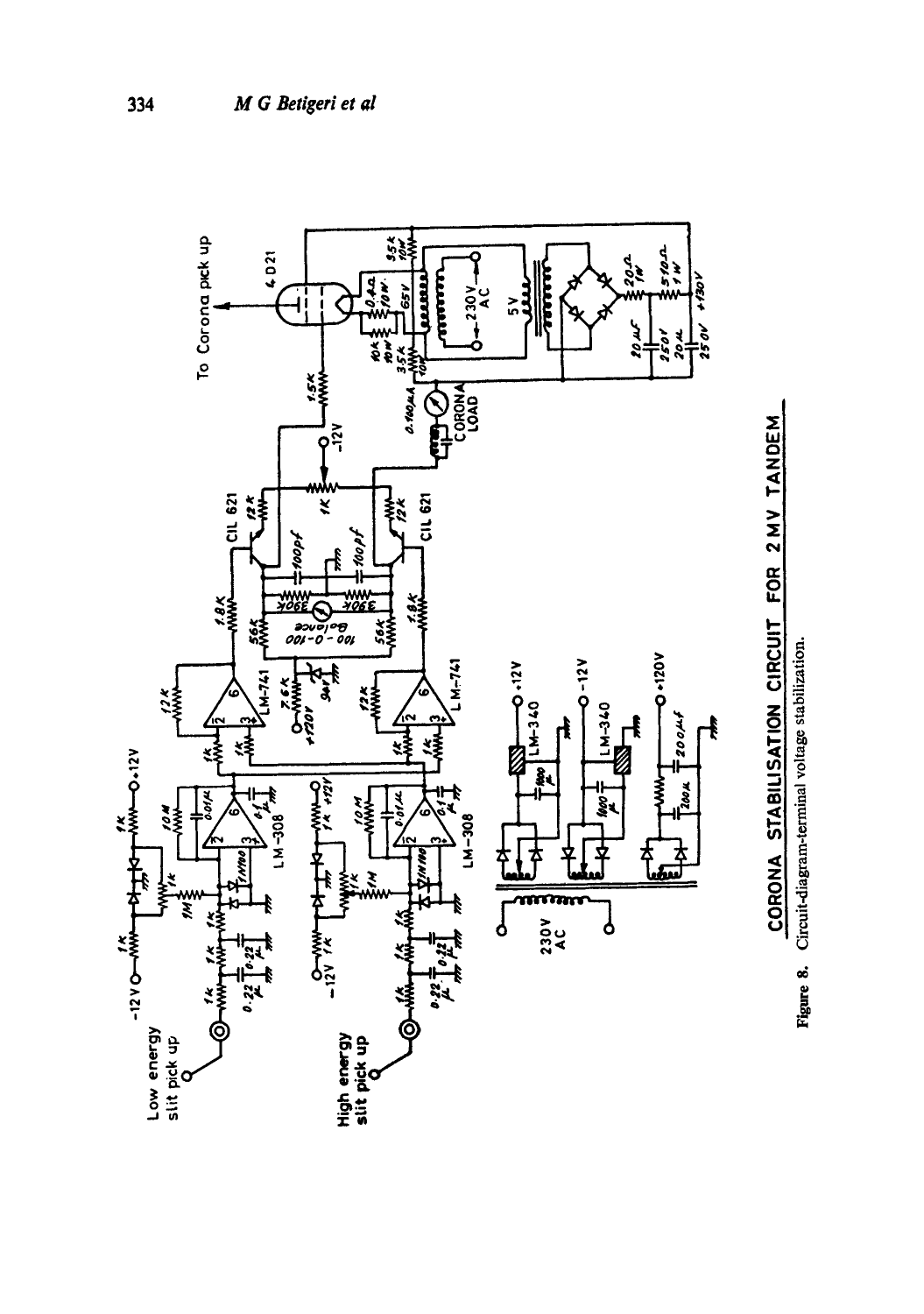CORONA STABILISATION CIRCUIT FOR 2 MV TANDEM

**Figure 8.** Circuit-diagram-terminal voltage stabilization.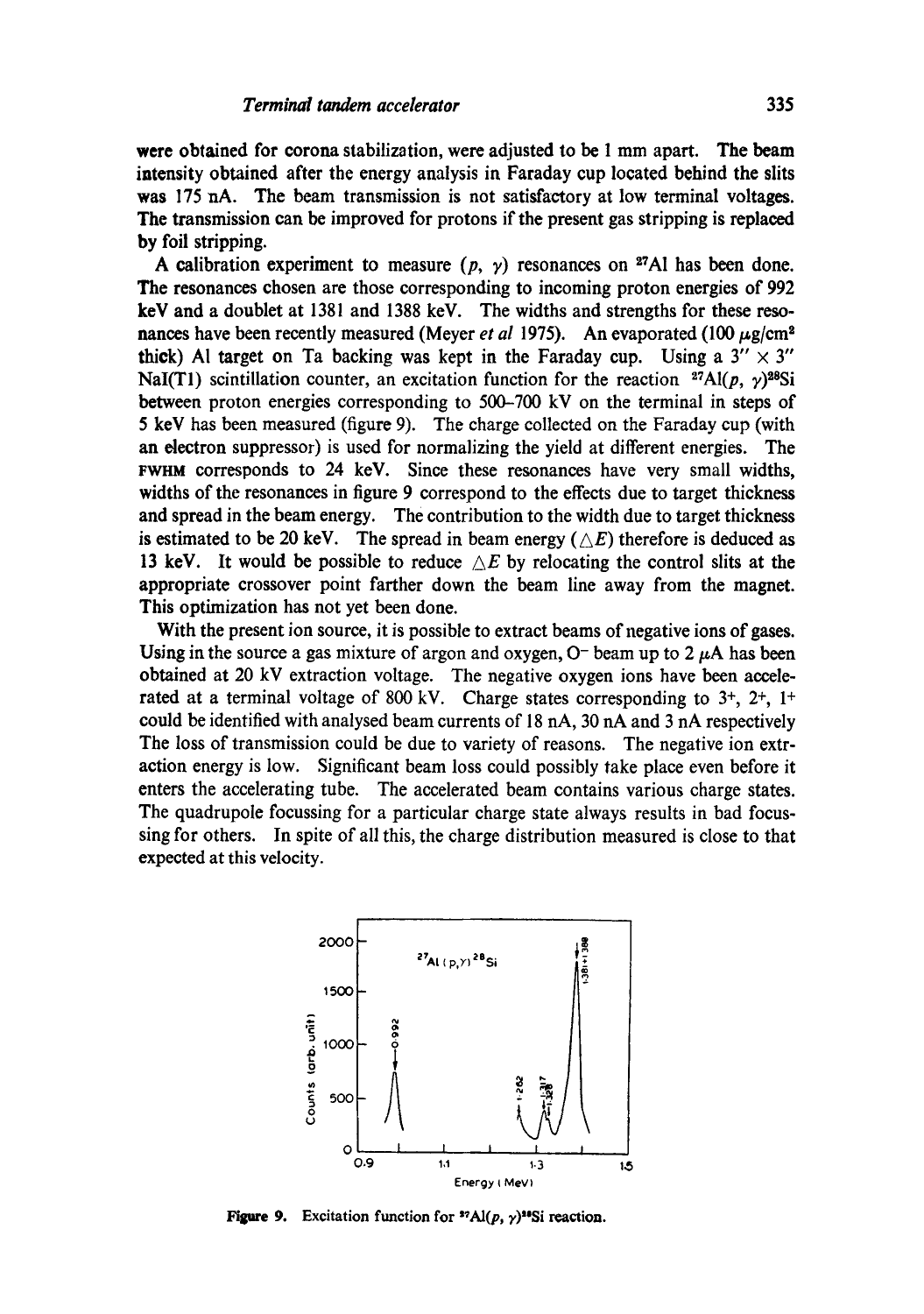were obtained for corona stabilization, were adjusted to be 1 mm apart. The beam intensity obtained after the energy analysis in Faraday cup located behind the slits was 175 nA. The beam transmission is not satisfactory at low terminal voltages. The transmission can be improved for protons if the present gas stripping is replaced by foil stripping.

A calibration experiment to measure $(p, \gamma)$ resonances on $^{27}Al$ has been done. The resonances chosen are those corresponding to incoming proton energies of 992 keV and a doublet at 1381 and 1388 keV. The widths and strengths for these resonances have been recently measured (Meyer *et al* 1975). An evaporated (100 $\mu g/cm^2$ thick) Al target on Ta backing was kept in the Faraday cup. Using a 3" × 3" NaI(Tl) scintillation counter, an excitation function for the reaction $^{27}Al(p, \gamma)^{28}Si$ between proton energies corresponding to 500–700 kV on the terminal in steps of 5 keV has been measured (figure 9). The charge collected on the Faraday cup (with an electron suppressor) is used for normalizing the yield at different energies. The FWHM corresponds to 24 keV. Since these resonances have very small widths, widths of the resonances in figure 9 correspond to the effects due to target thickness and spread in the beam energy. The contribution to the width due to target thickness is estimated to be 20 keV. The spread in beam energy ($\triangle E$) therefore is deduced as 13 keV. It would be possible to reduce $\triangle E$ by relocating the control slits at the appropriate crossover point farther down the beam line away from the magnet. This optimization has not yet been done.

With the present ion source, it is possible to extract beams of negative ions of gases. Using in the source a gas mixture of argon and oxygen, $O^-$ beam up to 2 $\mu A$ has been obtained at 20 kV extraction voltage. The negative oxygen ions have been accelerated at a terminal voltage of 800 kV. Charge states corresponding to $3^+$, $2^+$, $1^+$ could be identified with analysed beam currents of 18 nA, 30 nA and 3 nA respectively The loss of transmission could be due to variety of reasons. The negative ion extraction energy is low. Significant beam loss could possibly take place even before it enters the accelerating tube. The accelerated beam contains various charge states. The quadrupole focussing for a particular charge state always results in bad focussing for others. In spite of all this, the charge distribution measured is close to that expected at this velocity.

**Figure 9.** Excitation function for $^{27}Al(p, \gamma)^{28}Si$ reaction.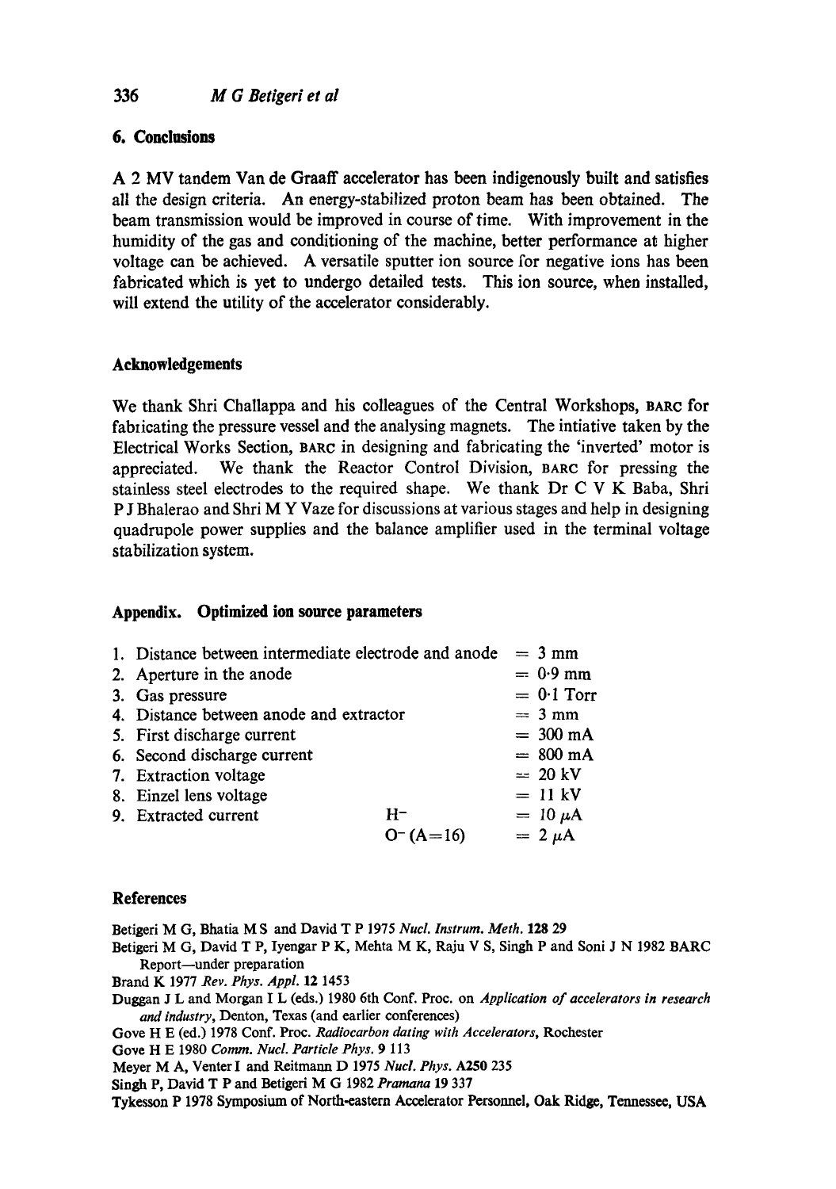## 6. Conclusions

A 2 MV tandem Van de Graaff accelerator has been indigenously built and satisfies all the design criteria. An energy-stabilized proton beam has been obtained. The beam transmission would be improved in course of time. With improvement in the humidity of the gas and conditioning of the machine, better performance at higher voltage can be achieved. A versatile sputter ion source for negative ions has been fabricated which is yet to undergo detailed tests. This ion source, when installed, will extend the utility of the accelerator considerably.

## Acknowledgements

We thank Shri Challappa and his colleagues of the Central Workshops, BARC for fabricating the pressure vessel and the analysing magnets. The intiative taken by the Electrical Works Section, BARC in designing and fabricating the 'inverted' motor is appreciated. We thank the Reactor Control Division, BARC for pressing the stainless steel electrodes to the required shape. We thank Dr C V K Baba, Shri P J Bhalerao and Shri M Y Vaze for discussions at various stages and help in designing quadrupole power supplies and the balance amplifier used in the terminal voltage stabilization system.

## Appendix. Optimized ion source parameters

| | | | |
|---|---|---|---|
| 1. | Distance between intermediate electrode and anode | | = 3 mm |
| 2. | Aperture in the anode | | = 0·9 mm |
| 3. | Gas pressure | | = 0·1 Torr |
| 4. | Distance between anode and extractor | | = 3 mm |
| 5. | First discharge current | | = 300 mA |
| 6. | Second discharge current | | = 800 mA |
| 7. | Extraction voltage | | = 20 kV |
| 8. | Einzel lens voltage | | = 11 kV |
| 9. | Extracted current | $H^-$ | = 10 $\mu$A |
| | | $O^-$ (A=16) | = 2 $\mu$A |

## References

Betigeri M G, Bhatia M S and David T P 1975 *Nucl. Instrum. Meth.* **128** 29

Betigeri M G, David T P, Iyengar P K, Mehta M K, Raju V S, Singh P and Soni J N 1982 BARC Report—under preparation

Brand K 1977 *Rev. Phys. Appl.* **12** 1453

Duggan J L and Morgan I L (eds.) 1980 6th Conf. Proc. on *Application of accelerators in research and industry*, Denton, Texas (and earlier conferences)

Gove H E (ed.) 1978 Conf. Proc. *Radiocarbon dating with Accelerators*, Rochester

Gove H E 1980 *Comm. Nucl. Particle Phys.* **9** 113

Meyer M A, Venter I and Reitmann D 1975 *Nucl. Phys.* **A250** 235

Singh P, David T P and Betigeri M G 1982 *Pramana* **19** 337

Tykesson P 1978 Symposium of North-eastern Accelerator Personnel, Oak Ridge, Tennessee, USA